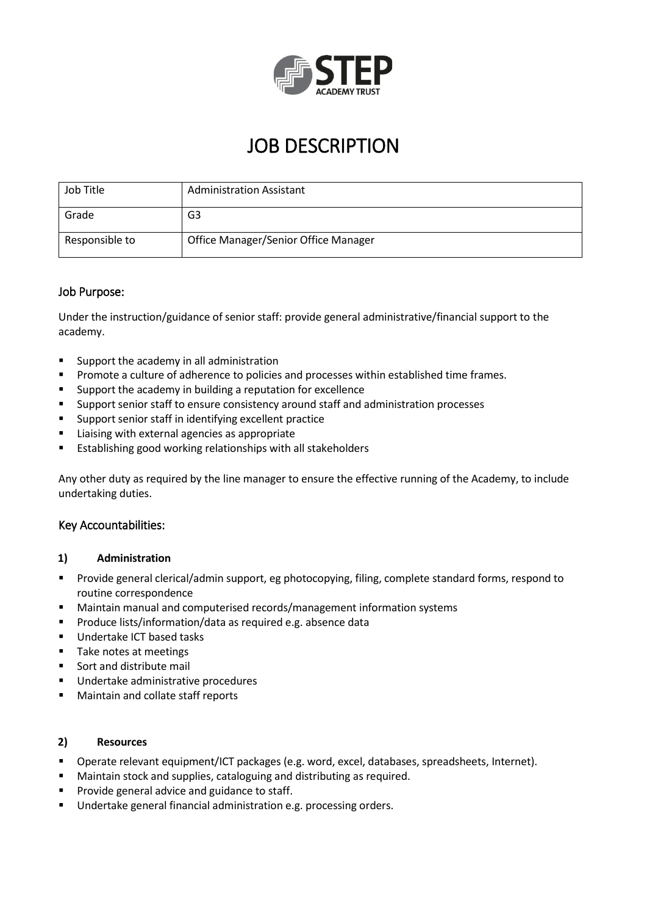STEP ACADEMY TRUST

# JOB DESCRIPTION

| Job Title | Administration Assistant |
|---|---|
| Grade | G3 |
| Responsible to | Office Manager/Senior Office Manager |

## Job Purpose:

Under the instruction/guidance of senior staff: provide general administrative/financial support to the academy.

- Support the academy in all administration
- Promote a culture of adherence to policies and processes within established time frames.
- Support the academy in building a reputation for excellence
- Support senior staff to ensure consistency around staff and administration processes
- Support senior staff in identifying excellent practice
- Liaising with external agencies as appropriate
- Establishing good working relationships with all stakeholders

Any other duty as required by the line manager to ensure the effective running of the Academy, to include undertaking duties.

## Key Accountabilities:

### 1) Administration

- Provide general clerical/admin support, eg photocopying, filing, complete standard forms, respond to routine correspondence
- Maintain manual and computerised records/management information systems
- Produce lists/information/data as required e.g. absence data
- Undertake ICT based tasks
- Take notes at meetings
- Sort and distribute mail
- Undertake administrative procedures
- Maintain and collate staff reports

### 2) Resources

- Operate relevant equipment/ICT packages (e.g. word, excel, databases, spreadsheets, Internet).
- Maintain stock and supplies, cataloguing and distributing as required.
- Provide general advice and guidance to staff.
- Undertake general financial administration e.g. processing orders.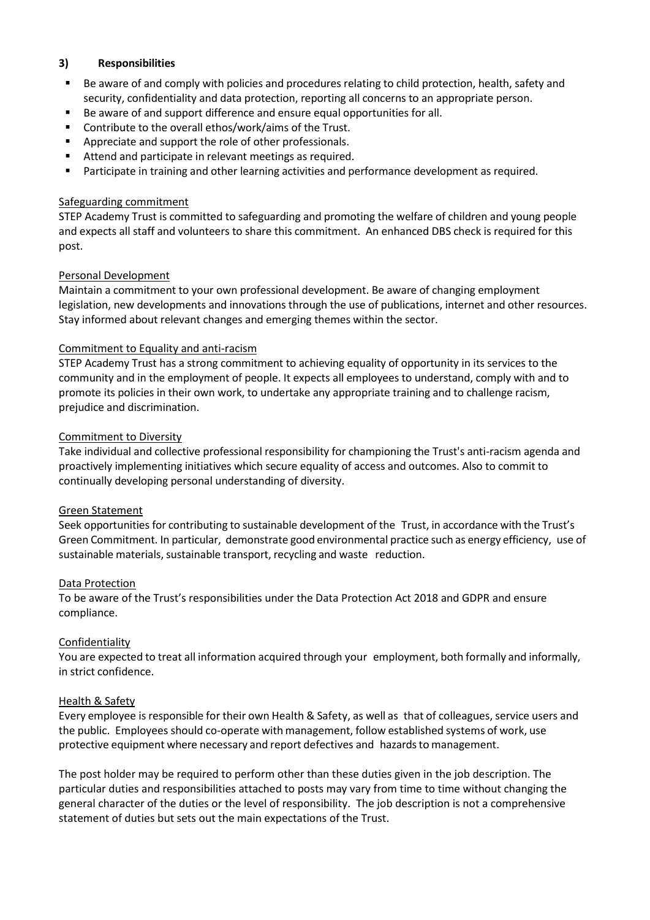### 3) Responsibilities

- Be aware of and comply with policies and procedures relating to child protection, health, safety and security, confidentiality and data protection, reporting all concerns to an appropriate person.
- Be aware of and support difference and ensure equal opportunities for all.
- Contribute to the overall ethos/work/aims of the Trust.
- Appreciate and support the role of other professionals.
- Attend and participate in relevant meetings as required.
- Participate in training and other learning activities and performance development as required.

Safeguarding commitment

STEP Academy Trust is committed to safeguarding and promoting the welfare of children and young people and expects all staff and volunteers to share this commitment. An enhanced DBS check is required for this post.

Personal Development

Maintain a commitment to your own professional development. Be aware of changing employment legislation, new developments and innovations through the use of publications, internet and other resources. Stay informed about relevant changes and emerging themes within the sector.

Commitment to Equality and anti-racism

STEP Academy Trust has a strong commitment to achieving equality of opportunity in its services to the community and in the employment of people. It expects all employees to understand, comply with and to promote its policies in their own work, to undertake any appropriate training and to challenge racism, prejudice and discrimination.

Commitment to Diversity

Take individual and collective professional responsibility for championing the Trust's anti-racism agenda and proactively implementing initiatives which secure equality of access and outcomes. Also to commit to continually developing personal understanding of diversity.

Green Statement

Seek opportunities for contributing to sustainable development of the Trust, in accordance with the Trust's Green Commitment. In particular, demonstrate good environmental practice such as energy efficiency, use of sustainable materials, sustainable transport, recycling and waste reduction.

Data Protection

To be aware of the Trust's responsibilities under the Data Protection Act 2018 and GDPR and ensure compliance.

Confidentiality

You are expected to treat all information acquired through your employment, both formally and informally, in strict confidence.

Health & Safety

Every employee is responsible for their own Health & Safety, as well as that of colleagues, service users and the public. Employees should co-operate with management, follow established systems of work, use protective equipment where necessary and report defectives and hazards to management.

The post holder may be required to perform other than these duties given in the job description. The particular duties and responsibilities attached to posts may vary from time to time without changing the general character of the duties or the level of responsibility. The job description is not a comprehensive statement of duties but sets out the main expectations of the Trust.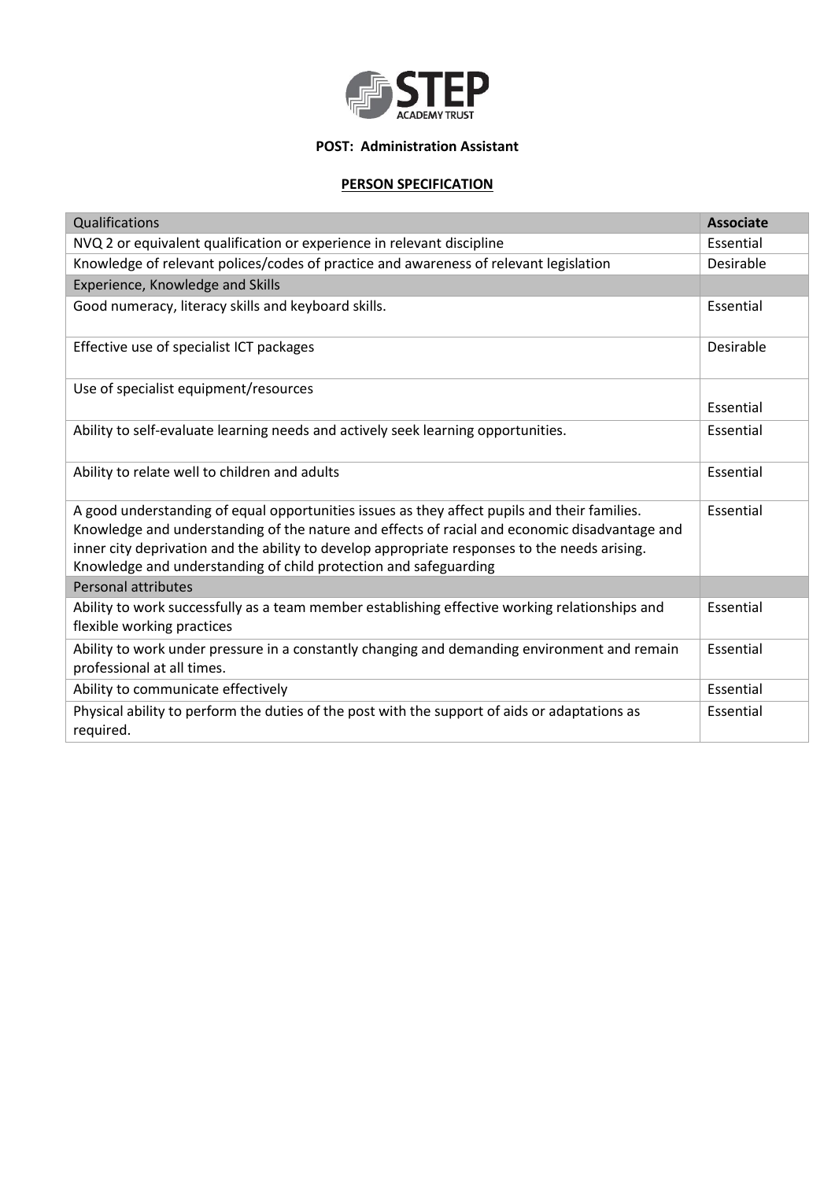STEP ACADEMY TRUST

**POST: Administration Assistant**

**PERSON SPECIFICATION**

| Qualifications | **Associate** |
|---|---|
| NVQ 2 or equivalent qualification or experience in relevant discipline | Essential |
| Knowledge of relevant polices/codes of practice and awareness of relevant legislation | Desirable |
| Experience, Knowledge and Skills | |
| Good numeracy, literacy skills and keyboard skills. | Essential |
| Effective use of specialist ICT packages | Desirable |
| Use of specialist equipment/resources | Essential |
| Ability to self-evaluate learning needs and actively seek learning opportunities. | Essential |
| Ability to relate well to children and adults | Essential |
| A good understanding of equal opportunities issues as they affect pupils and their families. Knowledge and understanding of the nature and effects of racial and economic disadvantage and inner city deprivation and the ability to develop appropriate responses to the needs arising. Knowledge and understanding of child protection and safeguarding | Essential |
| Personal attributes | |
| Ability to work successfully as a team member establishing effective working relationships and flexible working practices | Essential |
| Ability to work under pressure in a constantly changing and demanding environment and remain professional at all times. | Essential |
| Ability to communicate effectively | Essential |
| Physical ability to perform the duties of the post with the support of aids or adaptations as required. | Essential |